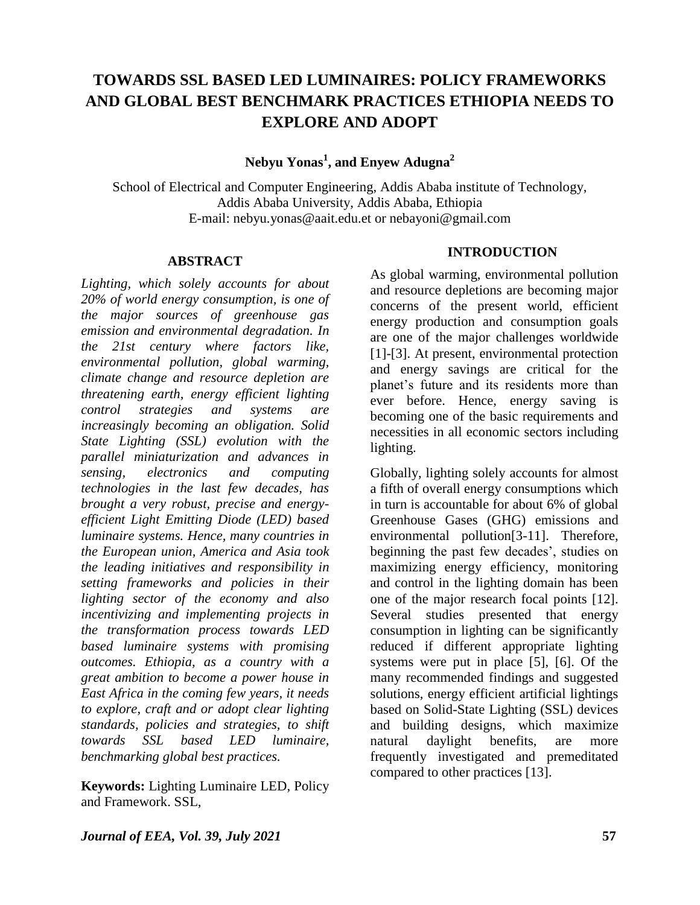# TOWARDS SSL BASED LED LUMINAIRES: POLICY FRAMEWORKS AND GLOBAL BEST BENCHMARK PRACTICES ETHIOPIA NEEDS TO EXPLORE AND ADOPT

**Nebyu Yonas[1], and Enyew Adugna[2]**

School of Electrical and Computer Engineering, Addis Ababa institute of Technology, Addis Ababa University, Addis Ababa, Ethiopia
E-mail: nebyu.yonas@aait.edu.et or nebayoni@gmail.com

## ABSTRACT

*Lighting, which solely accounts for about 20% of world energy consumption, is one of the major sources of greenhouse gas emission and environmental degradation. In the 21st century where factors like, environmental pollution, global warming, climate change and resource depletion are threatening earth, energy efficient lighting control strategies and systems are increasingly becoming an obligation. Solid State Lighting (SSL) evolution with the parallel miniaturization and advances in sensing, electronics and computing technologies in the last few decades, has brought a very robust, precise and energy-efficient Light Emitting Diode (LED) based luminaire systems. Hence, many countries in the European union, America and Asia took the leading initiatives and responsibility in setting frameworks and policies in their lighting sector of the economy and also incentivizing and implementing projects in the transformation process towards LED based luminaire systems with promising outcomes. Ethiopia, as a country with a great ambition to become a power house in East Africa in the coming few years, it needs to explore, craft and or adopt clear lighting standards, policies and strategies, to shift towards SSL based LED luminaire, benchmarking global best practices.*

**Keywords:** Lighting Luminaire LED, Policy and Framework. SSL,

## INTRODUCTION

As global warming, environmental pollution and resource depletions are becoming major concerns of the present world, efficient energy production and consumption goals are one of the major challenges worldwide [1]-[3]. At present, environmental protection and energy savings are critical for the planet's future and its residents more than ever before. Hence, energy saving is becoming one of the basic requirements and necessities in all economic sectors including lighting.

Globally, lighting solely accounts for almost a fifth of overall energy consumptions which in turn is accountable for about 6% of global Greenhouse Gases (GHG) emissions and environmental pollution[3-11]. Therefore, beginning the past few decades', studies on maximizing energy efficiency, monitoring and control in the lighting domain has been one of the major research focal points [12]. Several studies presented that energy consumption in lighting can be significantly reduced if different appropriate lighting systems were put in place [5], [6]. Of the many recommended findings and suggested solutions, energy efficient artificial lightings based on Solid-State Lighting (SSL) devices and building designs, which maximize natural daylight benefits, are more frequently investigated and premeditated compared to other practices [13].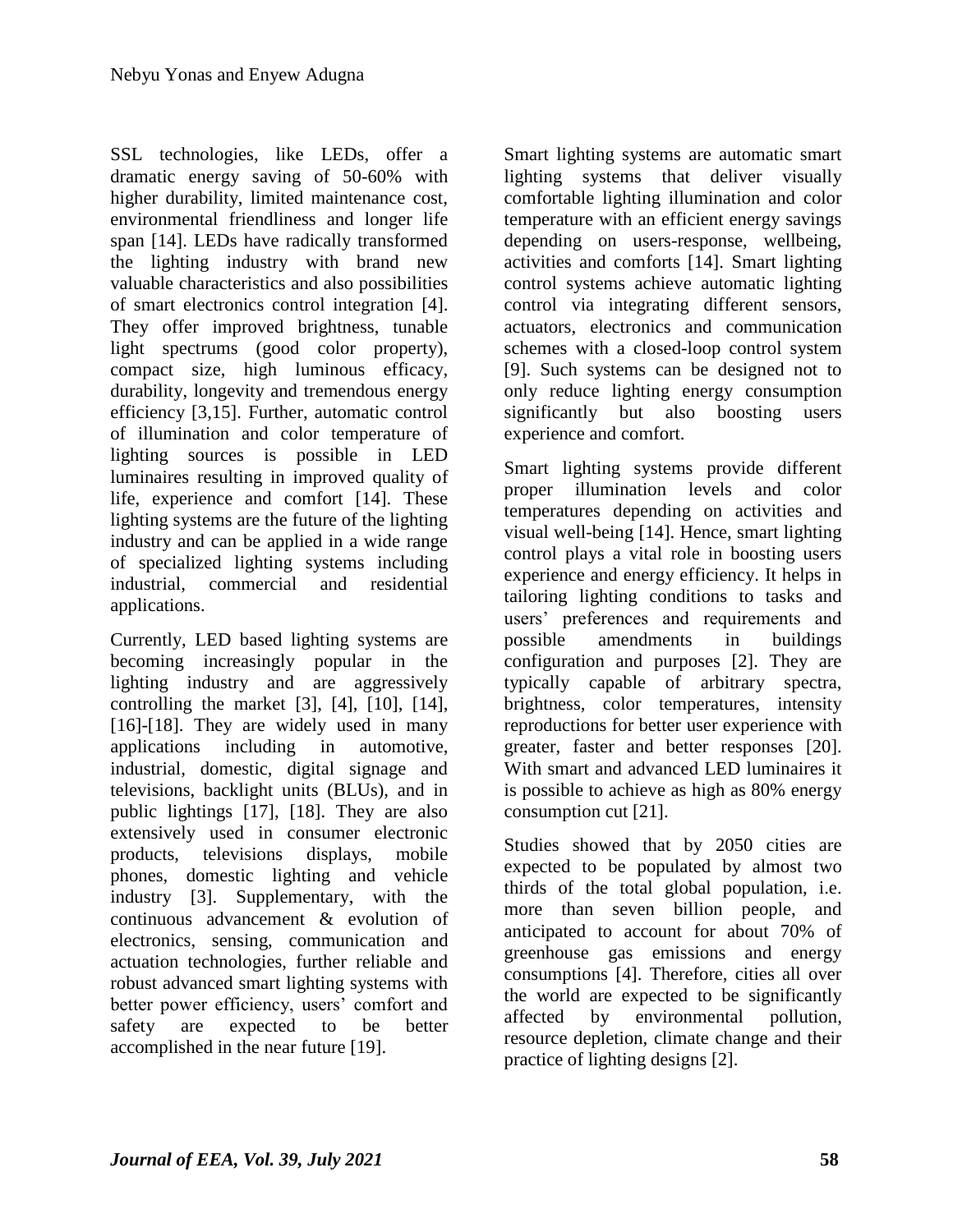SSL technologies, like LEDs, offer a dramatic energy saving of 50-60% with higher durability, limited maintenance cost, environmental friendliness and longer life span [14]. LEDs have radically transformed the lighting industry with brand new valuable characteristics and also possibilities of smart electronics control integration [4]. They offer improved brightness, tunable light spectrums (good color property), compact size, high luminous efficacy, durability, longevity and tremendous energy efficiency [3,15]. Further, automatic control of illumination and color temperature of lighting sources is possible in LED luminaires resulting in improved quality of life, experience and comfort [14]. These lighting systems are the future of the lighting industry and can be applied in a wide range of specialized lighting systems including industrial, commercial and residential applications.

Currently, LED based lighting systems are becoming increasingly popular in the lighting industry and are aggressively controlling the market [3], [4], [10], [14], [16]-[18]. They are widely used in many applications including in automotive, industrial, domestic, digital signage and televisions, backlight units (BLUs), and in public lightings [17], [18]. They are also extensively used in consumer electronic products, televisions displays, mobile phones, domestic lighting and vehicle industry [3]. Supplementary, with the continuous advancement & evolution of electronics, sensing, communication and actuation technologies, further reliable and robust advanced smart lighting systems with better power efficiency, users' comfort and safety are expected to be better accomplished in the near future [19].

Smart lighting systems are automatic smart lighting systems that deliver visually comfortable lighting illumination and color temperature with an efficient energy savings depending on users-response, wellbeing, activities and comforts [14]. Smart lighting control systems achieve automatic lighting control via integrating different sensors, actuators, electronics and communication schemes with a closed-loop control system [9]. Such systems can be designed not to only reduce lighting energy consumption significantly but also boosting users experience and comfort.

Smart lighting systems provide different proper illumination levels and color temperatures depending on activities and visual well-being [14]. Hence, smart lighting control plays a vital role in boosting users experience and energy efficiency. It helps in tailoring lighting conditions to tasks and users' preferences and requirements and possible amendments in buildings configuration and purposes [2]. They are typically capable of arbitrary spectra, brightness, color temperatures, intensity reproductions for better user experience with greater, faster and better responses [20]. With smart and advanced LED luminaires it is possible to achieve as high as 80% energy consumption cut [21].

Studies showed that by 2050 cities are expected to be populated by almost two thirds of the total global population, i.e. more than seven billion people, and anticipated to account for about 70% of greenhouse gas emissions and energy consumptions [4]. Therefore, cities all over the world are expected to be significantly affected by environmental pollution, resource depletion, climate change and their practice of lighting designs [2].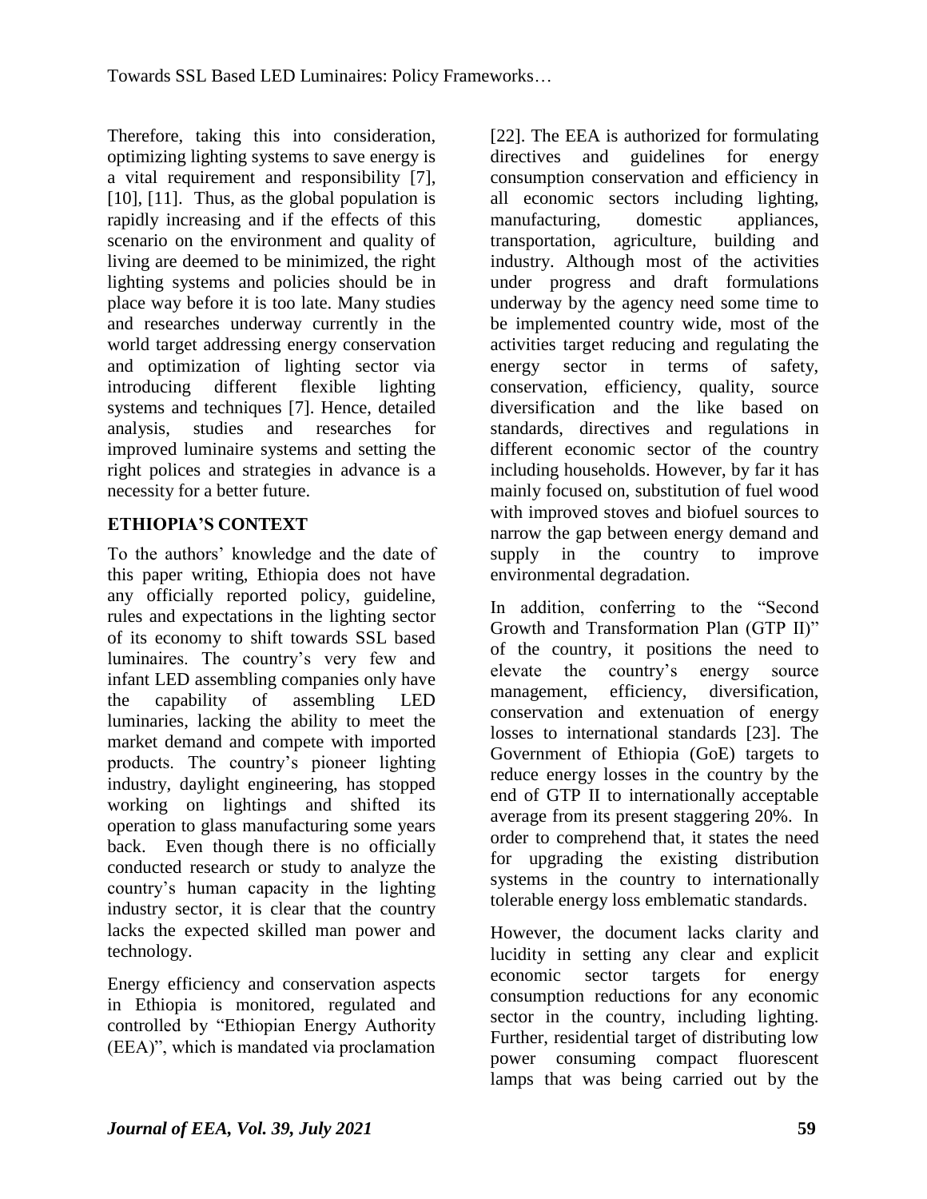Therefore, taking this into consideration, optimizing lighting systems to save energy is a vital requirement and responsibility [7], [10], [11]. Thus, as the global population is rapidly increasing and if the effects of this scenario on the environment and quality of living are deemed to be minimized, the right lighting systems and policies should be in place way before it is too late. Many studies and researches underway currently in the world target addressing energy conservation and optimization of lighting sector via introducing different flexible lighting systems and techniques [7]. Hence, detailed analysis, studies and researches for improved luminaire systems and setting the right polices and strategies in advance is a necessity for a better future.

## ETHIOPIA'S CONTEXT

To the authors' knowledge and the date of this paper writing, Ethiopia does not have any officially reported policy, guideline, rules and expectations in the lighting sector of its economy to shift towards SSL based luminaires. The country's very few and infant LED assembling companies only have the capability of assembling LED luminaries, lacking the ability to meet the market demand and compete with imported products. The country's pioneer lighting industry, daylight engineering, has stopped working on lightings and shifted its operation to glass manufacturing some years back. Even though there is no officially conducted research or study to analyze the country's human capacity in the lighting industry sector, it is clear that the country lacks the expected skilled man power and technology.

Energy efficiency and conservation aspects in Ethiopia is monitored, regulated and controlled by "Ethiopian Energy Authority (EEA)", which is mandated via proclamation [22]. The EEA is authorized for formulating directives and guidelines for energy consumption conservation and efficiency in all economic sectors including lighting, manufacturing, domestic appliances, transportation, agriculture, building and industry. Although most of the activities under progress and draft formulations underway by the agency need some time to be implemented country wide, most of the activities target reducing and regulating the energy sector in terms of safety, conservation, efficiency, quality, source diversification and the like based on standards, directives and regulations in different economic sector of the country including households. However, by far it has mainly focused on, substitution of fuel wood with improved stoves and biofuel sources to narrow the gap between energy demand and supply in the country to improve environmental degradation.

In addition, conferring to the "Second Growth and Transformation Plan (GTP II)" of the country, it positions the need to elevate the country's energy source management, efficiency, diversification, conservation and extenuation of energy losses to international standards [23]. The Government of Ethiopia (GoE) targets to reduce energy losses in the country by the end of GTP II to internationally acceptable average from its present staggering 20%. In order to comprehend that, it states the need for upgrading the existing distribution systems in the country to internationally tolerable energy loss emblematic standards.

However, the document lacks clarity and lucidity in setting any clear and explicit economic sector targets for energy consumption reductions for any economic sector in the country, including lighting. Further, residential target of distributing low power consuming compact fluorescent lamps that was being carried out by the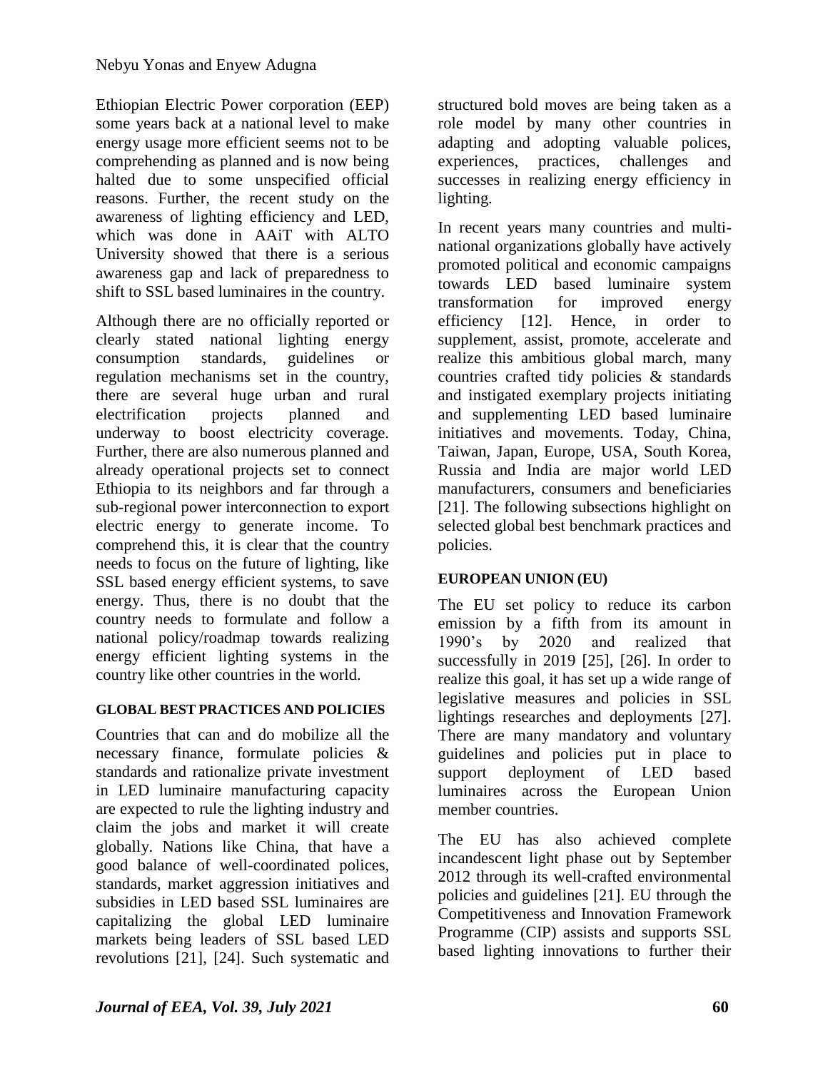Ethiopian Electric Power corporation (EEP) some years back at a national level to make energy usage more efficient seems not to be comprehending as planned and is now being halted due to some unspecified official reasons. Further, the recent study on the awareness of lighting efficiency and LED, which was done in AAiT with ALTO University showed that there is a serious awareness gap and lack of preparedness to shift to SSL based luminaires in the country.

Although there are no officially reported or clearly stated national lighting energy consumption standards, guidelines or regulation mechanisms set in the country, there are several huge urban and rural electrification projects planned and underway to boost electricity coverage. Further, there are also numerous planned and already operational projects set to connect Ethiopia to its neighbors and far through a sub-regional power interconnection to export electric energy to generate income. To comprehend this, it is clear that the country needs to focus on the future of lighting, like SSL based energy efficient systems, to save energy. Thus, there is no doubt that the country needs to formulate and follow a national policy/roadmap towards realizing energy efficient lighting systems in the country like other countries in the world.

## GLOBAL BEST PRACTICES AND POLICIES

Countries that can and do mobilize all the necessary finance, formulate policies & standards and rationalize private investment in LED luminaire manufacturing capacity are expected to rule the lighting industry and claim the jobs and market it will create globally. Nations like China, that have a good balance of well-coordinated polices, standards, market aggression initiatives and subsidies in LED based SSL luminaires are capitalizing the global LED luminaire markets being leaders of SSL based LED revolutions [21], [24]. Such systematic and structured bold moves are being taken as a role model by many other countries in adapting and adopting valuable polices, experiences, practices, challenges and successes in realizing energy efficiency in lighting.

In recent years many countries and multi-national organizations globally have actively promoted political and economic campaigns towards LED based luminaire system transformation for improved energy efficiency [12]. Hence, in order to supplement, assist, promote, accelerate and realize this ambitious global march, many countries crafted tidy policies & standards and instigated exemplary projects initiating and supplementing LED based luminaire initiatives and movements. Today, China, Taiwan, Japan, Europe, USA, South Korea, Russia and India are major world LED manufacturers, consumers and beneficiaries [21]. The following subsections highlight on selected global best benchmark practices and policies.

### EUROPEAN UNION (EU)

The EU set policy to reduce its carbon emission by a fifth from its amount in 1990's by 2020 and realized that successfully in 2019 [25], [26]. In order to realize this goal, it has set up a wide range of legislative measures and policies in SSL lightings researches and deployments [27]. There are many mandatory and voluntary guidelines and policies put in place to support deployment of LED based luminaires across the European Union member countries.

The EU has also achieved complete incandescent light phase out by September 2012 through its well-crafted environmental policies and guidelines [21]. EU through the Competitiveness and Innovation Framework Programme (CIP) assists and supports SSL based lighting innovations to further their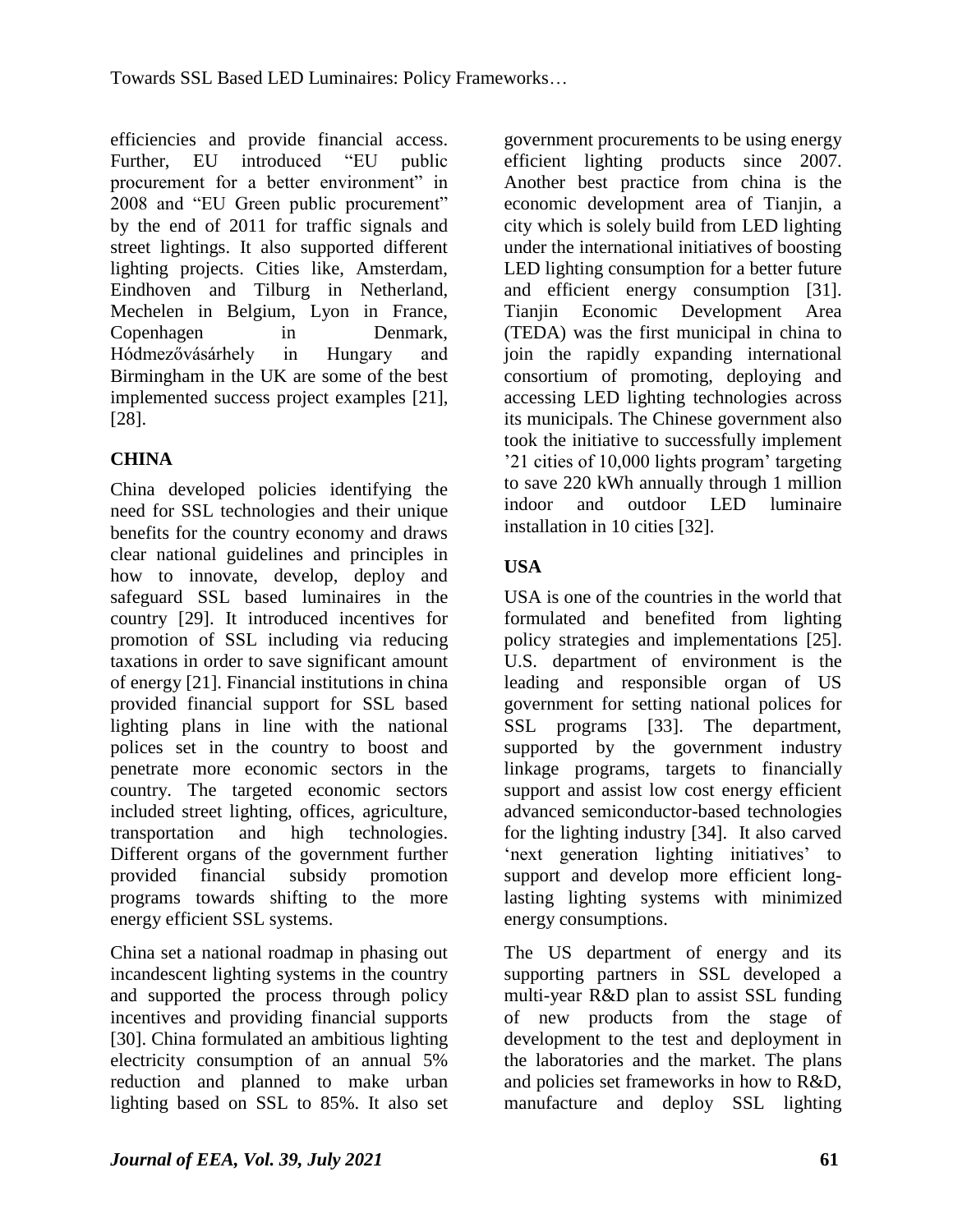efficiencies and provide financial access. Further, EU introduced "EU public procurement for a better environment" in 2008 and "EU Green public procurement" by the end of 2011 for traffic signals and street lightings. It also supported different lighting projects. Cities like, Amsterdam, Eindhoven and Tilburg in Netherland, Mechelen in Belgium, Lyon in France, Copenhagen in Denmark, Hódmezővásárhely in Hungary and Birmingham in the UK are some of the best implemented success project examples [21], [28].

## CHINA

China developed policies identifying the need for SSL technologies and their unique benefits for the country economy and draws clear national guidelines and principles in how to innovate, develop, deploy and safeguard SSL based luminaires in the country [29]. It introduced incentives for promotion of SSL including via reducing taxations in order to save significant amount of energy [21]. Financial institutions in china provided financial support for SSL based lighting plans in line with the national polices set in the country to boost and penetrate more economic sectors in the country. The targeted economic sectors included street lighting, offices, agriculture, transportation and high technologies. Different organs of the government further provided financial subsidy promotion programs towards shifting to the more energy efficient SSL systems.

China set a national roadmap in phasing out incandescent lighting systems in the country and supported the process through policy incentives and providing financial supports [30]. China formulated an ambitious lighting electricity consumption of an annual 5% reduction and planned to make urban lighting based on SSL to 85%. It also set government procurements to be using energy efficient lighting products since 2007. Another best practice from china is the economic development area of Tianjin, a city which is solely build from LED lighting under the international initiatives of boosting LED lighting consumption for a better future and efficient energy consumption [31]. Tianjin Economic Development Area (TEDA) was the first municipal in china to join the rapidly expanding international consortium of promoting, deploying and accessing LED lighting technologies across its municipals. The Chinese government also took the initiative to successfully implement '21 cities of 10,000 lights program' targeting to save 220 kWh annually through 1 million indoor and outdoor LED luminaire installation in 10 cities [32].

## USA

USA is one of the countries in the world that formulated and benefited from lighting policy strategies and implementations [25]. U.S. department of environment is the leading and responsible organ of US government for setting national polices for SSL programs [33]. The department, supported by the government industry linkage programs, targets to financially support and assist low cost energy efficient advanced semiconductor-based technologies for the lighting industry [34]. It also carved 'next generation lighting initiatives' to support and develop more efficient long-lasting lighting systems with minimized energy consumptions.

The US department of energy and its supporting partners in SSL developed a multi-year R&D plan to assist SSL funding of new products from the stage of development to the test and deployment in the laboratories and the market. The plans and policies set frameworks in how to R&D, manufacture and deploy SSL lighting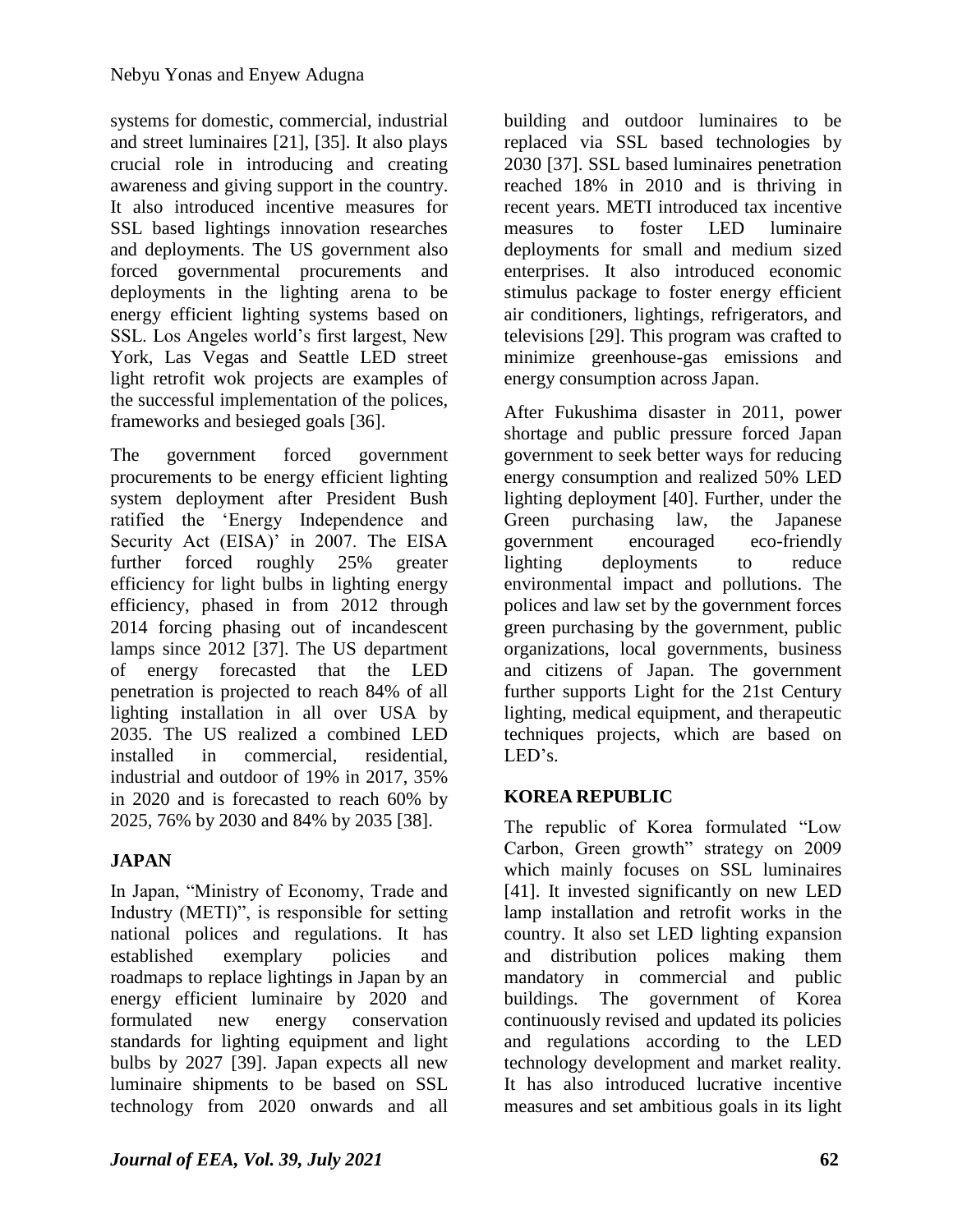systems for domestic, commercial, industrial and street luminaires [21], [35]. It also plays crucial role in introducing and creating awareness and giving support in the country. It also introduced incentive measures for SSL based lightings innovation researches and deployments. The US government also forced governmental procurements and deployments in the lighting arena to be energy efficient lighting systems based on SSL. Los Angeles world's first largest, New York, Las Vegas and Seattle LED street light retrofit wok projects are examples of the successful implementation of the polices, frameworks and besieged goals [36].

The government forced government procurements to be energy efficient lighting system deployment after President Bush ratified the 'Energy Independence and Security Act (EISA)' in 2007. The EISA further forced roughly 25% greater efficiency for light bulbs in lighting energy efficiency, phased in from 2012 through 2014 forcing phasing out of incandescent lamps since 2012 [37]. The US department of energy forecasted that the LED penetration is projected to reach 84% of all lighting installation in all over USA by 2035. The US realized a combined LED installed in commercial, residential, industrial and outdoor of 19% in 2017, 35% in 2020 and is forecasted to reach 60% by 2025, 76% by 2030 and 84% by 2035 [38].

## JAPAN

In Japan, "Ministry of Economy, Trade and Industry (METI)", is responsible for setting national polices and regulations. It has established exemplary policies and roadmaps to replace lightings in Japan by an energy efficient luminaire by 2020 and formulated new energy conservation standards for lighting equipment and light bulbs by 2027 [39]. Japan expects all new luminaire shipments to be based on SSL technology from 2020 onwards and all building and outdoor luminaires to be replaced via SSL based technologies by 2030 [37]. SSL based luminaires penetration reached 18% in 2010 and is thriving in recent years. METI introduced tax incentive measures to foster LED luminaire deployments for small and medium sized enterprises. It also introduced economic stimulus package to foster energy efficient air conditioners, lightings, refrigerators, and televisions [29]. This program was crafted to minimize greenhouse-gas emissions and energy consumption across Japan.

After Fukushima disaster in 2011, power shortage and public pressure forced Japan government to seek better ways for reducing energy consumption and realized 50% LED lighting deployment [40]. Further, under the Green purchasing law, the Japanese government encouraged eco-friendly lighting deployments to reduce environmental impact and pollutions. The polices and law set by the government forces green purchasing by the government, public organizations, local governments, business and citizens of Japan. The government further supports Light for the 21st Century lighting, medical equipment, and therapeutic techniques projects, which are based on LED's.

## KOREA REPUBLIC

The republic of Korea formulated "Low Carbon, Green growth" strategy on 2009 which mainly focuses on SSL luminaires [41]. It invested significantly on new LED lamp installation and retrofit works in the country. It also set LED lighting expansion and distribution polices making them mandatory in commercial and public buildings. The government of Korea continuously revised and updated its policies and regulations according to the LED technology development and market reality. It has also introduced lucrative incentive measures and set ambitious goals in its light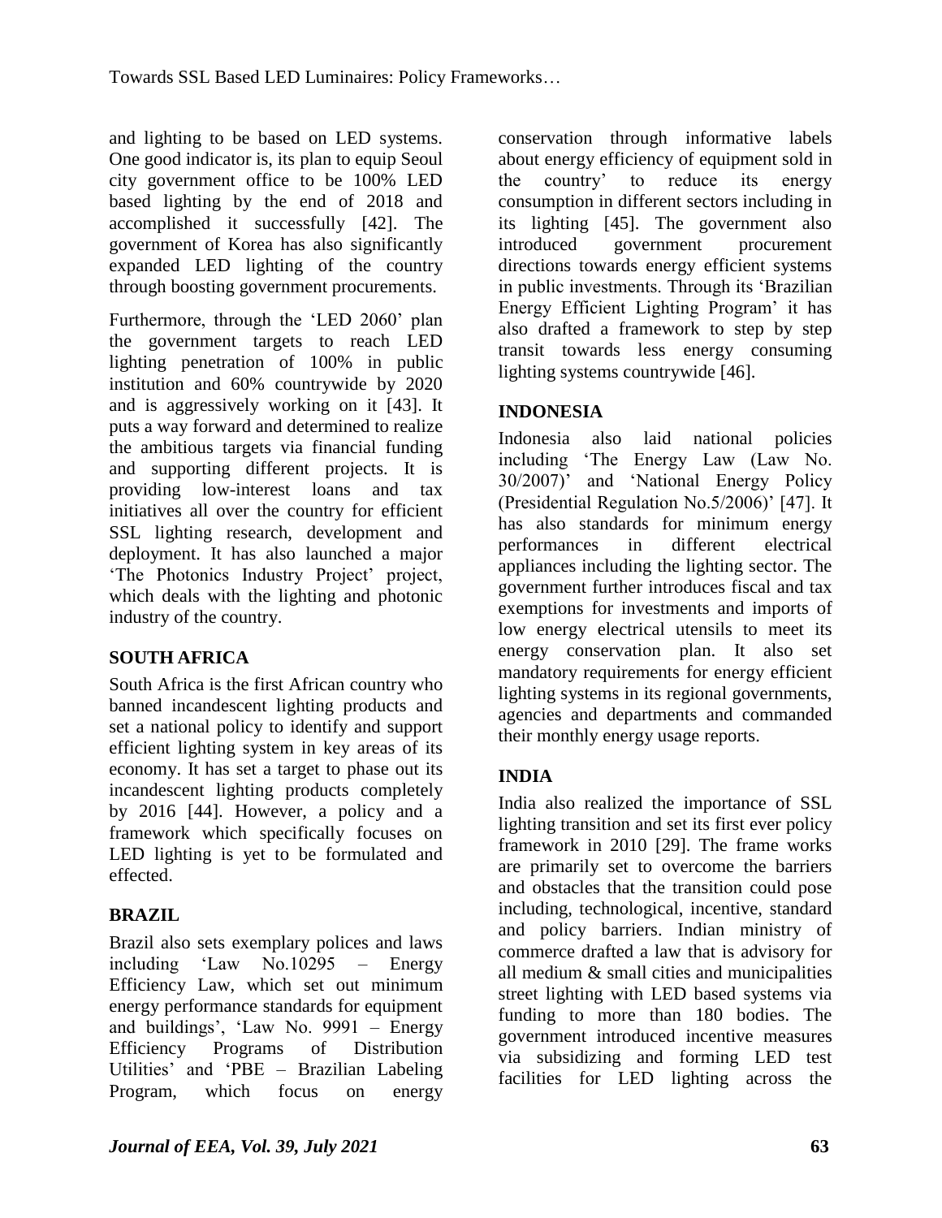and lighting to be based on LED systems. One good indicator is, its plan to equip Seoul city government office to be 100% LED based lighting by the end of 2018 and accomplished it successfully [42]. The government of Korea has also significantly expanded LED lighting of the country through boosting government procurements.

Furthermore, through the 'LED 2060' plan the government targets to reach LED lighting penetration of 100% in public institution and 60% countrywide by 2020 and is aggressively working on it [43]. It puts a way forward and determined to realize the ambitious targets via financial funding and supporting different projects. It is providing low-interest loans and tax initiatives all over the country for efficient SSL lighting research, development and deployment. It has also launched a major 'The Photonics Industry Project' project, which deals with the lighting and photonic industry of the country.

## SOUTH AFRICA

South Africa is the first African country who banned incandescent lighting products and set a national policy to identify and support efficient lighting system in key areas of its economy. It has set a target to phase out its incandescent lighting products completely by 2016 [44]. However, a policy and a framework which specifically focuses on LED lighting is yet to be formulated and effected.

## BRAZIL

Brazil also sets exemplary polices and laws including 'Law No.10295 – Energy Efficiency Law, which set out minimum energy performance standards for equipment and buildings', 'Law No. 9991 – Energy Efficiency Programs of Distribution Utilities' and 'PBE – Brazilian Labeling Program, which focus on energy conservation through informative labels about energy efficiency of equipment sold in the country' to reduce its energy consumption in different sectors including in its lighting [45]. The government also introduced government procurement directions towards energy efficient systems in public investments. Through its 'Brazilian Energy Efficient Lighting Program' it has also drafted a framework to step by step transit towards less energy consuming lighting systems countrywide [46].

## INDONESIA

Indonesia also laid national policies including 'The Energy Law (Law No. 30/2007)' and 'National Energy Policy (Presidential Regulation No.5/2006)' [47]. It has also standards for minimum energy performances in different electrical appliances including the lighting sector. The government further introduces fiscal and tax exemptions for investments and imports of low energy electrical utensils to meet its energy conservation plan. It also set mandatory requirements for energy efficient lighting systems in its regional governments, agencies and departments and commanded their monthly energy usage reports.

## INDIA

India also realized the importance of SSL lighting transition and set its first ever policy framework in 2010 [29]. The frame works are primarily set to overcome the barriers and obstacles that the transition could pose including, technological, incentive, standard and policy barriers. Indian ministry of commerce drafted a law that is advisory for all medium & small cities and municipalities street lighting with LED based systems via funding to more than 180 bodies. The government introduced incentive measures via subsidizing and forming LED test facilities for LED lighting across the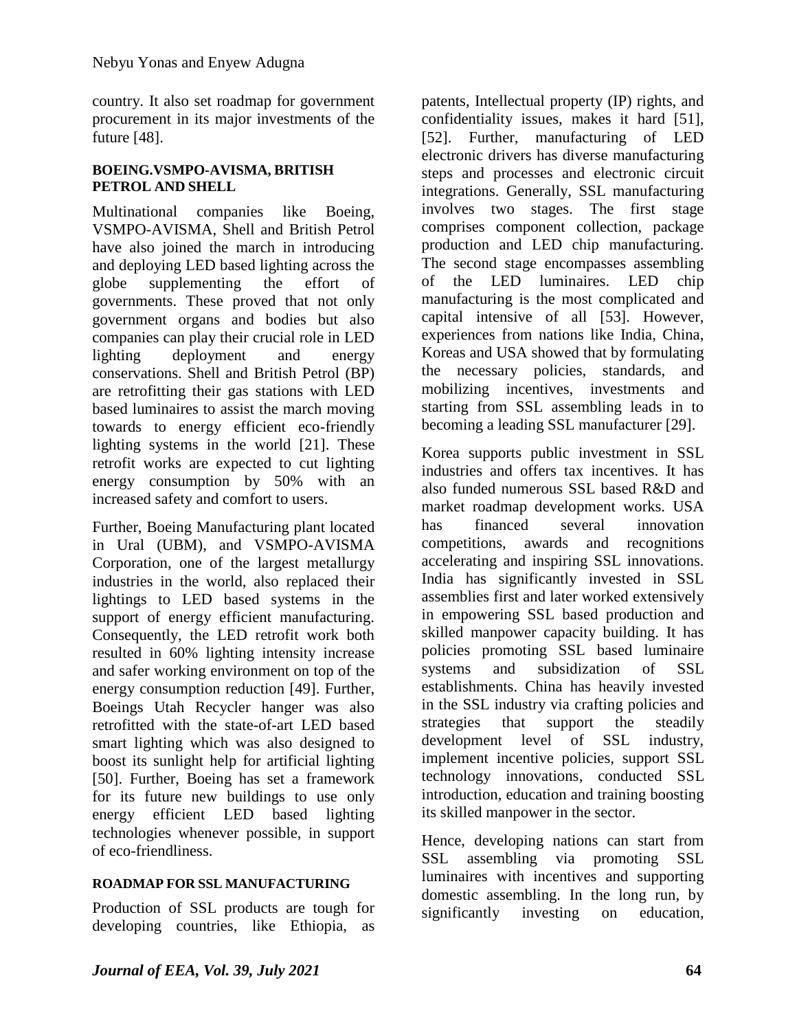country. It also set roadmap for government procurement in its major investments of the future [48].

### BOEING.VSMPO-AVISMA, BRITISH PETROL AND SHELL

Multinational companies like Boeing, VSMPO-AVISMA, Shell and British Petrol have also joined the march in introducing and deploying LED based lighting across the globe supplementing the effort of governments. These proved that not only government organs and bodies but also companies can play their crucial role in LED lighting deployment and energy conservations. Shell and British Petrol (BP) are retrofitting their gas stations with LED based luminaires to assist the march moving towards to energy efficient eco-friendly lighting systems in the world [21]. These retrofit works are expected to cut lighting energy consumption by 50% with an increased safety and comfort to users.

Further, Boeing Manufacturing plant located in Ural (UBM), and VSMPO-AVISMA Corporation, one of the largest metallurgy industries in the world, also replaced their lightings to LED based systems in the support of energy efficient manufacturing. Consequently, the LED retrofit work both resulted in 60% lighting intensity increase and safer working environment on top of the energy consumption reduction [49]. Further, Boeings Utah Recycler hanger was also retrofitted with the state-of-art LED based smart lighting which was also designed to boost its sunlight help for artificial lighting [50]. Further, Boeing has set a framework for its future new buildings to use only energy efficient LED based lighting technologies whenever possible, in support of eco-friendliness.

### ROADMAP FOR SSL MANUFACTURING

Production of SSL products are tough for developing countries, like Ethiopia, as patents, Intellectual property (IP) rights, and confidentiality issues, makes it hard [51], [52]. Further, manufacturing of LED electronic drivers has diverse manufacturing steps and processes and electronic circuit integrations. Generally, SSL manufacturing involves two stages. The first stage comprises component collection, package production and LED chip manufacturing. The second stage encompasses assembling of the LED luminaires. LED chip manufacturing is the most complicated and capital intensive of all [53]. However, experiences from nations like India, China, Koreas and USA showed that by formulating the necessary policies, standards, and mobilizing incentives, investments and starting from SSL assembling leads in to becoming a leading SSL manufacturer [29].

Korea supports public investment in SSL industries and offers tax incentives. It has also funded numerous SSL based R&D and market roadmap development works. USA has financed several innovation competitions, awards and recognitions accelerating and inspiring SSL innovations. India has significantly invested in SSL assemblies first and later worked extensively in empowering SSL based production and skilled manpower capacity building. It has policies promoting SSL based luminaire systems and subsidization of SSL establishments. China has heavily invested in the SSL industry via crafting policies and strategies that support the steadily development level of SSL industry, implement incentive policies, support SSL technology innovations, conducted SSL introduction, education and training boosting its skilled manpower in the sector.

Hence, developing nations can start from SSL assembling via promoting SSL luminaires with incentives and supporting domestic assembling. In the long run, by significantly investing on education,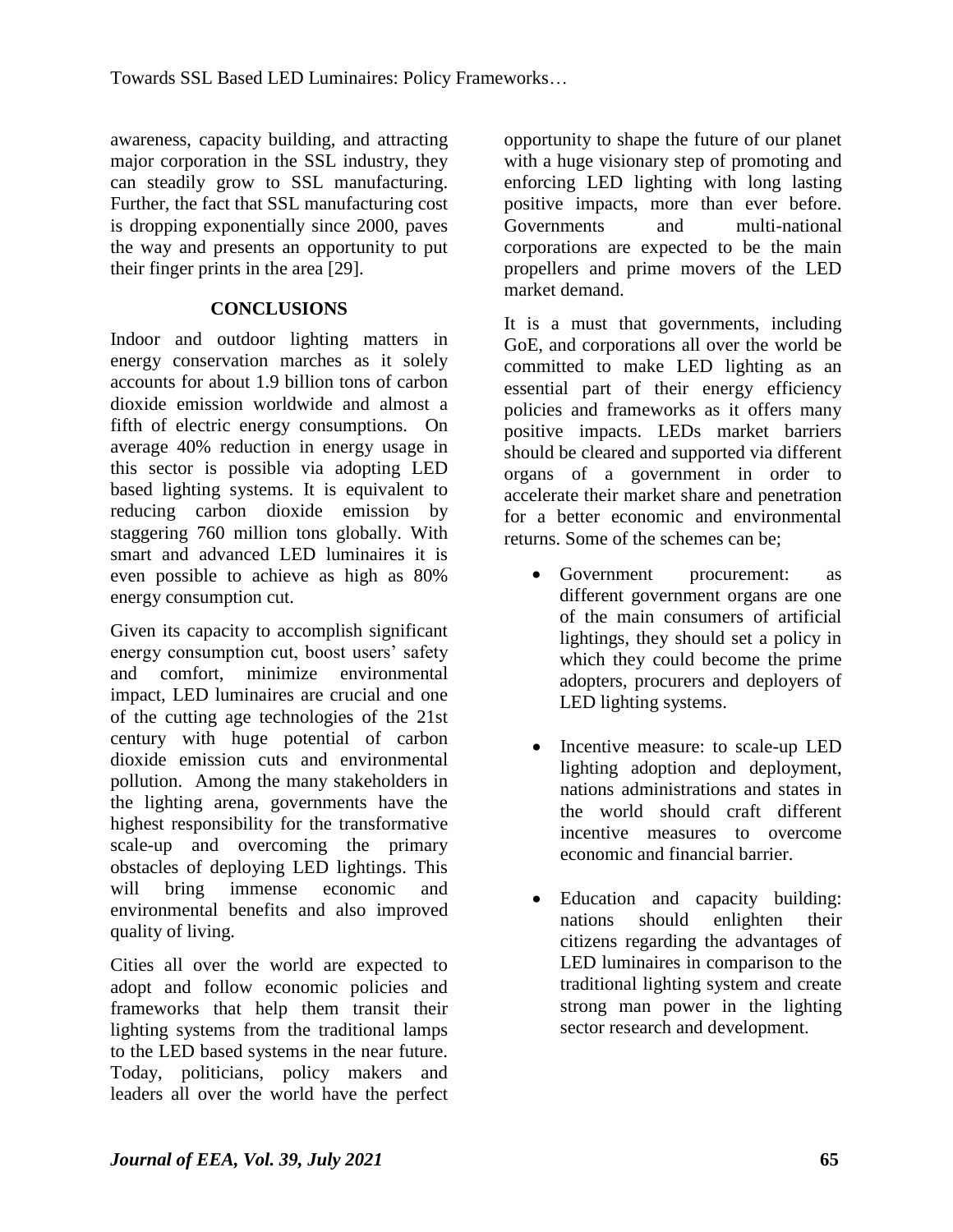awareness, capacity building, and attracting major corporation in the SSL industry, they can steadily grow to SSL manufacturing. Further, the fact that SSL manufacturing cost is dropping exponentially since 2000, paves the way and presents an opportunity to put their finger prints in the area [29].

## CONCLUSIONS

Indoor and outdoor lighting matters in energy conservation marches as it solely accounts for about 1.9 billion tons of carbon dioxide emission worldwide and almost a fifth of electric energy consumptions. On average 40% reduction in energy usage in this sector is possible via adopting LED based lighting systems. It is equivalent to reducing carbon dioxide emission by staggering 760 million tons globally. With smart and advanced LED luminaires it is even possible to achieve as high as 80% energy consumption cut.

Given its capacity to accomplish significant energy consumption cut, boost users' safety and comfort, minimize environmental impact, LED luminaires are crucial and one of the cutting age technologies of the 21st century with huge potential of carbon dioxide emission cuts and environmental pollution. Among the many stakeholders in the lighting arena, governments have the highest responsibility for the transformative scale-up and overcoming the primary obstacles of deploying LED lightings. This will bring immense economic and environmental benefits and also improved quality of living.

Cities all over the world are expected to adopt and follow economic policies and frameworks that help them transit their lighting systems from the traditional lamps to the LED based systems in the near future. Today, politicians, policy makers and leaders all over the world have the perfect opportunity to shape the future of our planet with a huge visionary step of promoting and enforcing LED lighting with long lasting positive impacts, more than ever before. Governments and multi-national corporations are expected to be the main propellers and prime movers of the LED market demand.

It is a must that governments, including GoE, and corporations all over the world be committed to make LED lighting as an essential part of their energy efficiency policies and frameworks as it offers many positive impacts. LEDs market barriers should be cleared and supported via different organs of a government in order to accelerate their market share and penetration for a better economic and environmental returns. Some of the schemes can be;

- Government procurement: as different government organs are one of the main consumers of artificial lightings, they should set a policy in which they could become the prime adopters, procurers and deployers of LED lighting systems.

- Incentive measure: to scale-up LED lighting adoption and deployment, nations administrations and states in the world should craft different incentive measures to overcome economic and financial barrier.

- Education and capacity building: nations should enlighten their citizens regarding the advantages of LED luminaires in comparison to the traditional lighting system and create strong man power in the lighting sector research and development.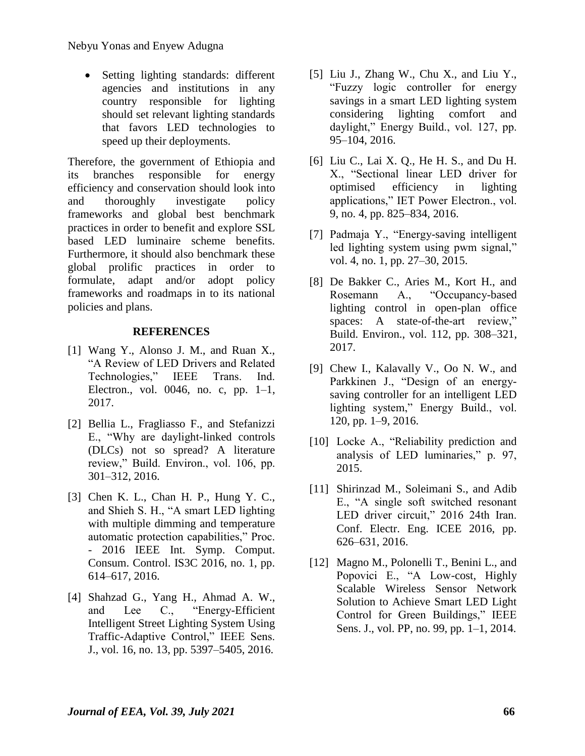- Setting lighting standards: different agencies and institutions in any country responsible for lighting should set relevant lighting standards that favors LED technologies to speed up their deployments.

Therefore, the government of Ethiopia and its branches responsible for energy efficiency and conservation should look into and thoroughly investigate policy frameworks and global best benchmark practices in order to benefit and explore SSL based LED luminaire scheme benefits. Furthermore, it should also benchmark these global prolific practices in order to formulate, adapt and/or adopt policy frameworks and roadmaps in to its national policies and plans.

## REFERENCES

[1] Wang Y., Alonso J. M., and Ruan X., "A Review of LED Drivers and Related Technologies," IEEE Trans. Ind. Electron., vol. 0046, no. c, pp. 1–1, 2017.

[2] Bellia L., Fragliasso F., and Stefanizzi E., "Why are daylight-linked controls (DLCs) not so spread? A literature review," Build. Environ., vol. 106, pp. 301–312, 2016.

[3] Chen K. L., Chan H. P., Hung Y. C., and Shieh S. H., "A smart LED lighting with multiple dimming and temperature automatic protection capabilities," Proc. - 2016 IEEE Int. Symp. Comput. Consum. Control. IS3C 2016, no. 1, pp. 614–617, 2016.

[4] Shahzad G., Yang H., Ahmad A. W., and Lee C., "Energy-Efficient Intelligent Street Lighting System Using Traffic-Adaptive Control," IEEE Sens. J., vol. 16, no. 13, pp. 5397–5405, 2016.

[5] Liu J., Zhang W., Chu X., and Liu Y., "Fuzzy logic controller for energy savings in a smart LED lighting system considering lighting comfort and daylight," Energy Build., vol. 127, pp. 95–104, 2016.

[6] Liu C., Lai X. Q., He H. S., and Du H. X., "Sectional linear LED driver for optimised efficiency in lighting applications," IET Power Electron., vol. 9, no. 4, pp. 825–834, 2016.

[7] Padmaja Y., "Energy-saving intelligent led lighting system using pwm signal," vol. 4, no. 1, pp. 27–30, 2015.

[8] De Bakker C., Aries M., Kort H., and Rosemann A., "Occupancy-based lighting control in open-plan office spaces: A state-of-the-art review," Build. Environ., vol. 112, pp. 308–321, 2017.

[9] Chew I., Kalavally V., Oo N. W., and Parkkinen J., "Design of an energy-saving controller for an intelligent LED lighting system," Energy Build., vol. 120, pp. 1–9, 2016.

[10] Locke A., "Reliability prediction and analysis of LED luminaries," p. 97, 2015.

[11] Shirinzad M., Soleimani S., and Adib E., "A single soft switched resonant LED driver circuit," 2016 24th Iran. Conf. Electr. Eng. ICEE 2016, pp. 626–631, 2016.

[12] Magno M., Polonelli T., Benini L., and Popovici E., "A Low-cost, Highly Scalable Wireless Sensor Network Solution to Achieve Smart LED Light Control for Green Buildings," IEEE Sens. J., vol. PP, no. 99, pp. 1–1, 2014.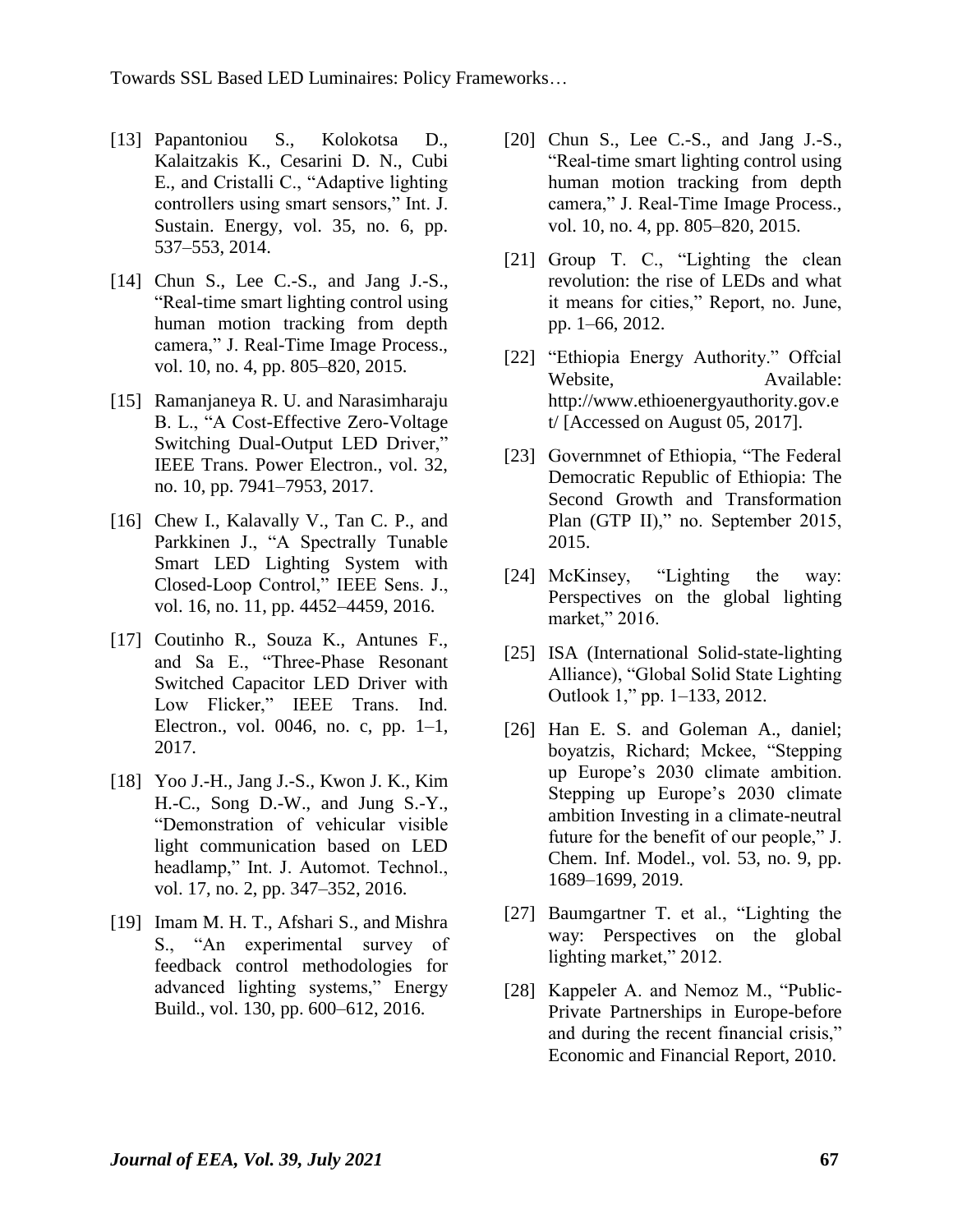[13] Papantoniou S., Kolokotsa D., Kalaitzakis K., Cesarini D. N., Cubi E., and Cristalli C., "Adaptive lighting controllers using smart sensors," Int. J. Sustain. Energy, vol. 35, no. 6, pp. 537–553, 2014.

[14] Chun S., Lee C.-S., and Jang J.-S., "Real-time smart lighting control using human motion tracking from depth camera," J. Real-Time Image Process., vol. 10, no. 4, pp. 805–820, 2015.

[15] Ramanjaneya R. U. and Narasimharaju B. L., "A Cost-Effective Zero-Voltage Switching Dual-Output LED Driver," IEEE Trans. Power Electron., vol. 32, no. 10, pp. 7941–7953, 2017.

[16] Chew I., Kalavally V., Tan C. P., and Parkkinen J., "A Spectrally Tunable Smart LED Lighting System with Closed-Loop Control," IEEE Sens. J., vol. 16, no. 11, pp. 4452–4459, 2016.

[17] Coutinho R., Souza K., Antunes F., and Sa E., "Three-Phase Resonant Switched Capacitor LED Driver with Low Flicker," IEEE Trans. Ind. Electron., vol. 0046, no. c, pp. 1–1, 2017.

[18] Yoo J.-H., Jang J.-S., Kwon J. K., Kim H.-C., Song D.-W., and Jung S.-Y., "Demonstration of vehicular visible light communication based on LED headlamp," Int. J. Automot. Technol., vol. 17, no. 2, pp. 347–352, 2016.

[19] Imam M. H. T., Afshari S., and Mishra S., "An experimental survey of feedback control methodologies for advanced lighting systems," Energy Build., vol. 130, pp. 600–612, 2016.

[20] Chun S., Lee C.-S., and Jang J.-S., "Real-time smart lighting control using human motion tracking from depth camera," J. Real-Time Image Process., vol. 10, no. 4, pp. 805–820, 2015.

[21] Group T. C., "Lighting the clean revolution: the rise of LEDs and what it means for cities," Report, no. June, pp. 1–66, 2012.

[22] "Ethiopia Energy Authority." Offcial Website, Available: http://www.ethioenergyauthority.gov.et/ [Accessed on August 05, 2017].

[23] Governmnet of Ethiopia, "The Federal Democratic Republic of Ethiopia: The Second Growth and Transformation Plan (GTP II)," no. September 2015, 2015.

[24] McKinsey, "Lighting the way: Perspectives on the global lighting market," 2016.

[25] ISA (International Solid-state-lighting Alliance), "Global Solid State Lighting Outlook 1," pp. 1–133, 2012.

[26] Han E. S. and Goleman A., daniel; boyatzis, Richard; Mckee, "Stepping up Europe's 2030 climate ambition. Stepping up Europe's 2030 climate ambition Investing in a climate-neutral future for the benefit of our people," J. Chem. Inf. Model., vol. 53, no. 9, pp. 1689–1699, 2019.

[27] Baumgartner T. et al., "Lighting the way: Perspectives on the global lighting market," 2012.

[28] Kappeler A. and Nemoz M., "Public-Private Partnerships in Europe-before and during the recent financial crisis," Economic and Financial Report, 2010.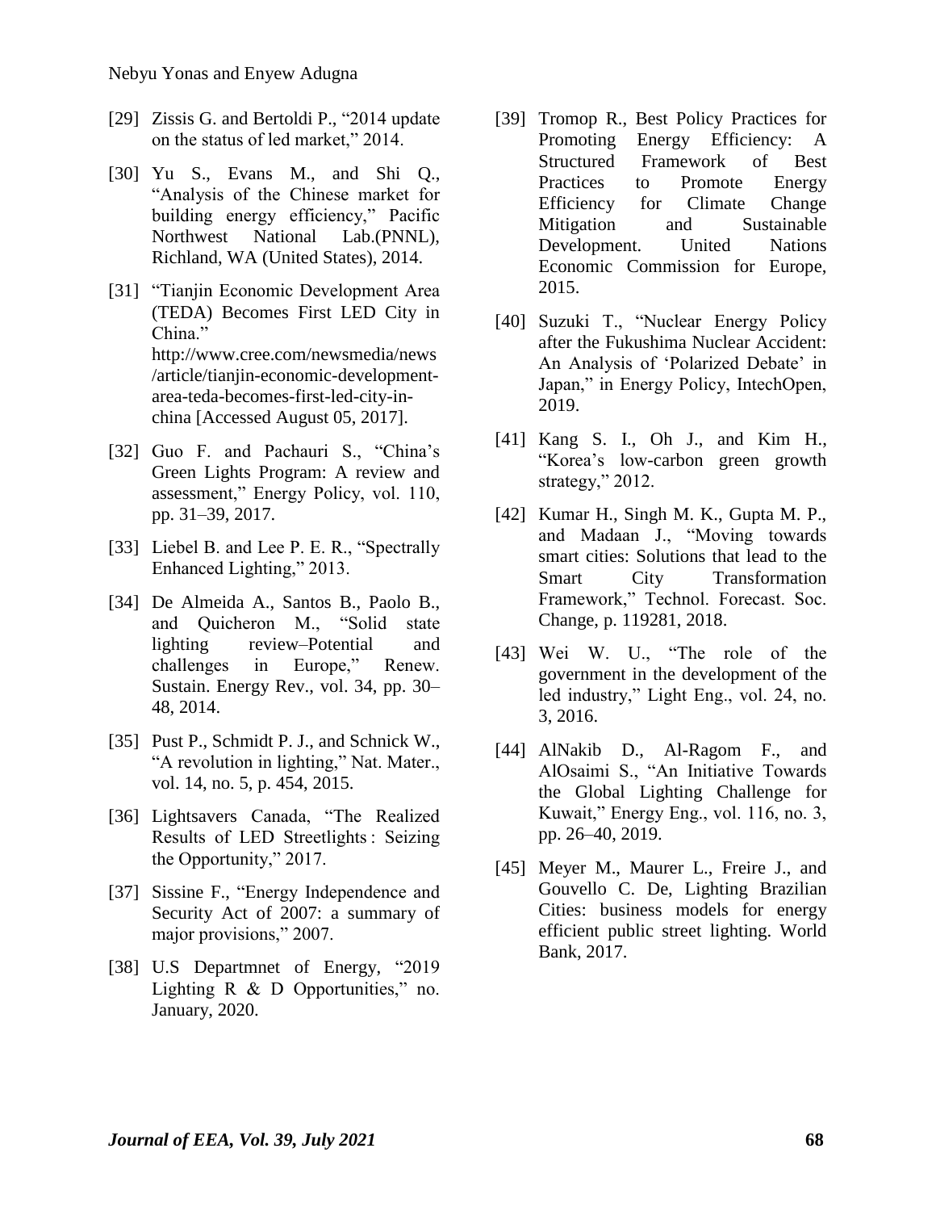[29] Zissis G. and Bertoldi P., “2014 update on the status of led market,” 2014.

[30] Yu S., Evans M., and Shi Q., “Analysis of the Chinese market for building energy efficiency,” Pacific Northwest National Lab.(PNNL), Richland, WA (United States), 2014.

[31] “Tianjin Economic Development Area (TEDA) Becomes First LED City in China.” http://www.cree.com/newsmedia/news/article/tianjin-economic-development-area-teda-becomes-first-led-city-in-china [Accessed August 05, 2017].

[32] Guo F. and Pachauri S., “China’s Green Lights Program: A review and assessment,” Energy Policy, vol. 110, pp. 31–39, 2017.

[33] Liebel B. and Lee P. E. R., “Spectrally Enhanced Lighting,” 2013.

[34] De Almeida A., Santos B., Paolo B., and Quicheron M., “Solid state lighting review–Potential and challenges in Europe,” Renew. Sustain. Energy Rev., vol. 34, pp. 30–48, 2014.

[35] Pust P., Schmidt P. J., and Schnick W., “A revolution in lighting,” Nat. Mater., vol. 14, no. 5, p. 454, 2015.

[36] Lightsavers Canada, “The Realized Results of LED Streetlights : Seizing the Opportunity,” 2017.

[37] Sissine F., “Energy Independence and Security Act of 2007: a summary of major provisions,” 2007.

[38] U.S Departmnet of Energy, “2019 Lighting R & D Opportunities,” no. January, 2020.

[39] Tromop R., Best Policy Practices for Promoting Energy Efficiency: A Structured Framework of Best Practices to Promote Energy Efficiency for Climate Change Mitigation and Sustainable Development. United Nations Economic Commission for Europe, 2015.

[40] Suzuki T., “Nuclear Energy Policy after the Fukushima Nuclear Accident: An Analysis of ‘Polarized Debate’ in Japan,” in Energy Policy, IntechOpen, 2019.

[41] Kang S. I., Oh J., and Kim H., “Korea’s low-carbon green growth strategy,” 2012.

[42] Kumar H., Singh M. K., Gupta M. P., and Madaan J., “Moving towards smart cities: Solutions that lead to the Smart City Transformation Framework,” Technol. Forecast. Soc. Change, p. 119281, 2018.

[43] Wei W. U., “The role of the government in the development of the led industry,” Light Eng., vol. 24, no. 3, 2016.

[44] AlNakib D., Al-Ragom F., and AlOsaimi S., “An Initiative Towards the Global Lighting Challenge for Kuwait,” Energy Eng., vol. 116, no. 3, pp. 26–40, 2019.

[45] Meyer M., Maurer L., Freire J., and Gouvello C. De, Lighting Brazilian Cities: business models for energy efficient public street lighting. World Bank, 2017.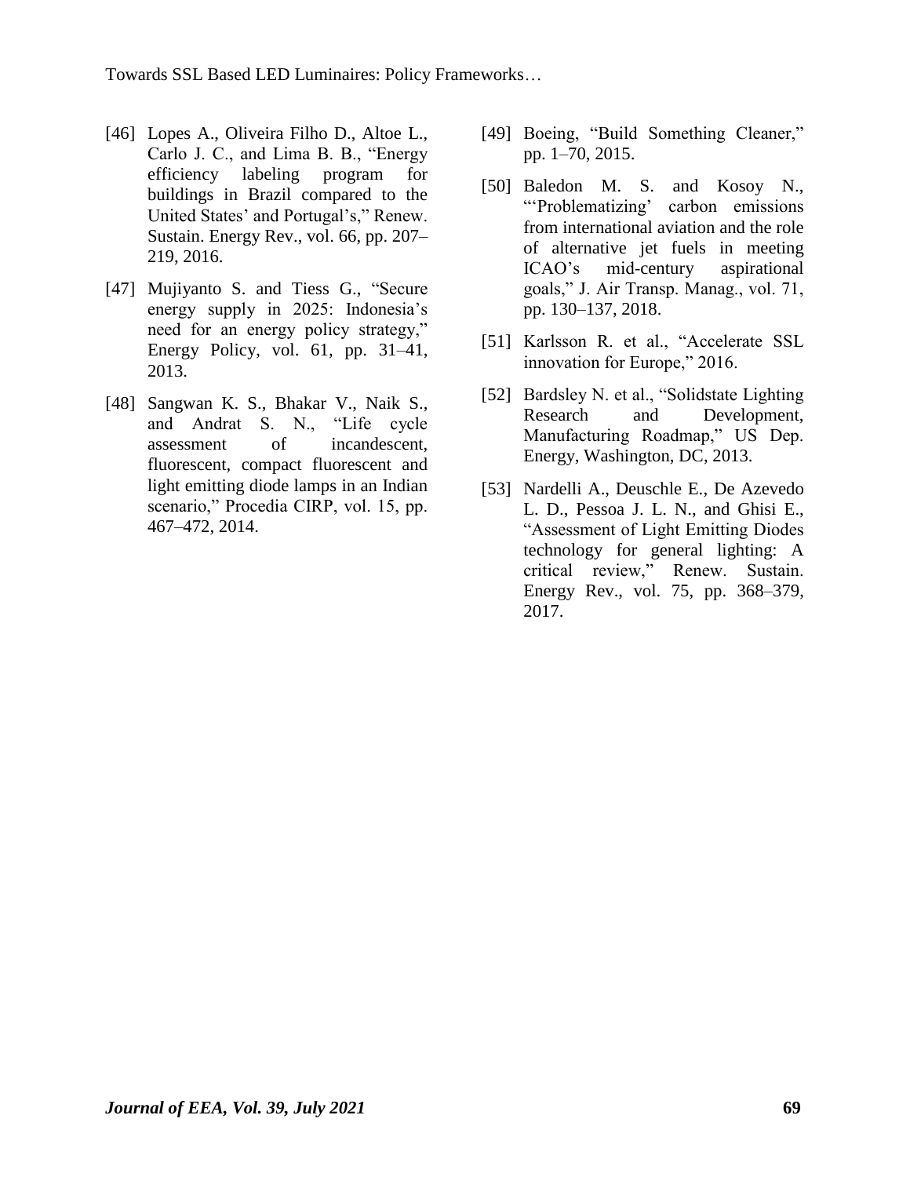[46] Lopes A., Oliveira Filho D., Altoe L., Carlo J. C., and Lima B. B., "Energy efficiency labeling program for buildings in Brazil compared to the United States' and Portugal's," Renew. Sustain. Energy Rev., vol. 66, pp. 207–219, 2016.

[47] Mujiyanto S. and Tiess G., "Secure energy supply in 2025: Indonesia's need for an energy policy strategy," Energy Policy, vol. 61, pp. 31–41, 2013.

[48] Sangwan K. S., Bhakar V., Naik S., and Andrat S. N., "Life cycle assessment of incandescent, fluorescent, compact fluorescent and light emitting diode lamps in an Indian scenario," Procedia CIRP, vol. 15, pp. 467–472, 2014.

[49] Boeing, "Build Something Cleaner," pp. 1–70, 2015.

[50] Baledon M. S. and Kosoy N., "'Problematizing' carbon emissions from international aviation and the role of alternative jet fuels in meeting ICAO's mid-century aspirational goals," J. Air Transp. Manag., vol. 71, pp. 130–137, 2018.

[51] Karlsson R. et al., "Accelerate SSL innovation for Europe," 2016.

[52] Bardsley N. et al., "Solidstate Lighting Research and Development, Manufacturing Roadmap," US Dep. Energy, Washington, DC, 2013.

[53] Nardelli A., Deuschle E., De Azevedo L. D., Pessoa J. L. N., and Ghisi E., "Assessment of Light Emitting Diodes technology for general lighting: A critical review," Renew. Sustain. Energy Rev., vol. 75, pp. 368–379, 2017.